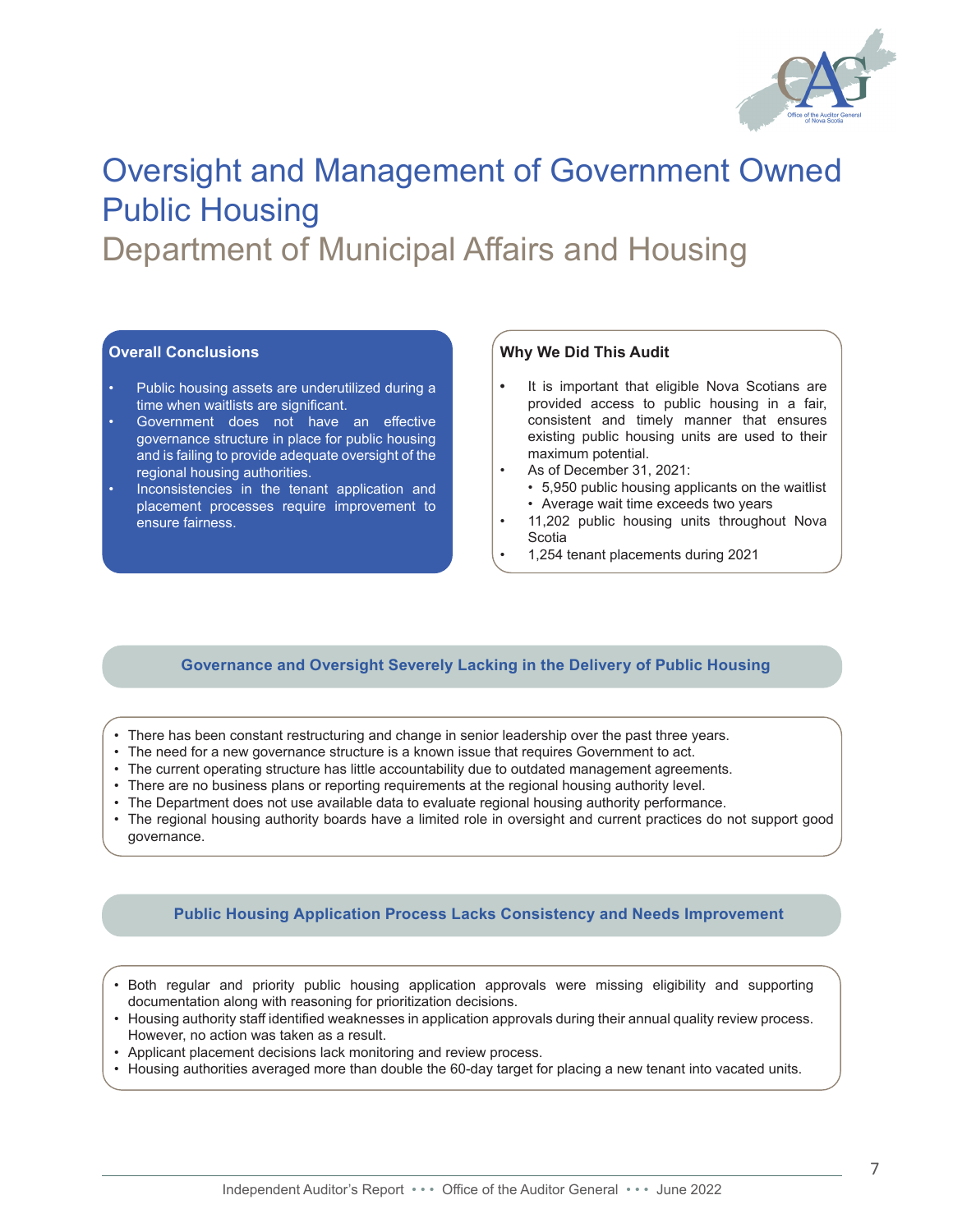# Oversight and Management of Government Owned Public Housing

## Department of Municipal Affairs and Housing

### Overall Conclusions

- Public housing assets are underutilized during a time when waitlists are significant.
- Government does not have an effective governance structure in place for public housing and is failing to provide adequate oversight of the regional housing authorities.
- Inconsistencies in the tenant application and placement processes require improvement to ensure fairness.

### Why We Did This Audit

- It is important that eligible Nova Scotians are provided access to public housing in a fair, consistent and timely manner that ensures existing public housing units are used to their maximum potential.
- As of December 31, 2021:
  - 5,950 public housing applicants on the waitlist
  - Average wait time exceeds two years
- 11,202 public housing units throughout Nova Scotia
- 1,254 tenant placements during 2021

### Governance and Oversight Severely Lacking in the Delivery of Public Housing

- There has been constant restructuring and change in senior leadership over the past three years.
- The need for a new governance structure is a known issue that requires Government to act.
- The current operating structure has little accountability due to outdated management agreements.
- There are no business plans or reporting requirements at the regional housing authority level.
- The Department does not use available data to evaluate regional housing authority performance.
- The regional housing authority boards have a limited role in oversight and current practices do not support good governance.

### Public Housing Application Process Lacks Consistency and Needs Improvement

- Both regular and priority public housing application approvals were missing eligibility and supporting documentation along with reasoning for prioritization decisions.
- Housing authority staff identified weaknesses in application approvals during their annual quality review process. However, no action was taken as a result.
- Applicant placement decisions lack monitoring and review process.
- Housing authorities averaged more than double the 60-day target for placing a new tenant into vacated units.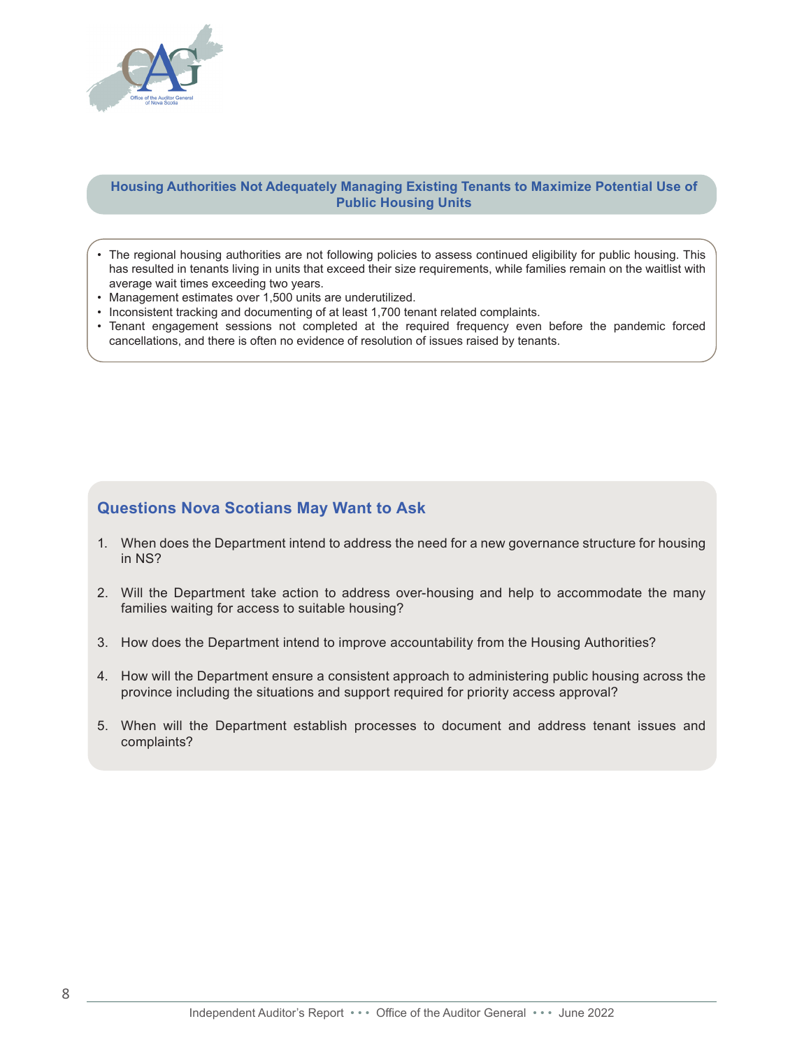## Housing Authorities Not Adequately Managing Existing Tenants to Maximize Potential Use of Public Housing Units

- The regional housing authorities are not following policies to assess continued eligibility for public housing. This has resulted in tenants living in units that exceed their size requirements, while families remain on the waitlist with average wait times exceeding two years.
- Management estimates over 1,500 units are underutilized.
- Inconsistent tracking and documenting of at least 1,700 tenant related complaints.
- Tenant engagement sessions not completed at the required frequency even before the pandemic forced cancellations, and there is often no evidence of resolution of issues raised by tenants.

## Questions Nova Scotians May Want to Ask

1. When does the Department intend to address the need for a new governance structure for housing in NS?
2. Will the Department take action to address over-housing and help to accommodate the many families waiting for access to suitable housing?
3. How does the Department intend to improve accountability from the Housing Authorities?
4. How will the Department ensure a consistent approach to administering public housing across the province including the situations and support required for priority access approval?
5. When will the Department establish processes to document and address tenant issues and complaints?